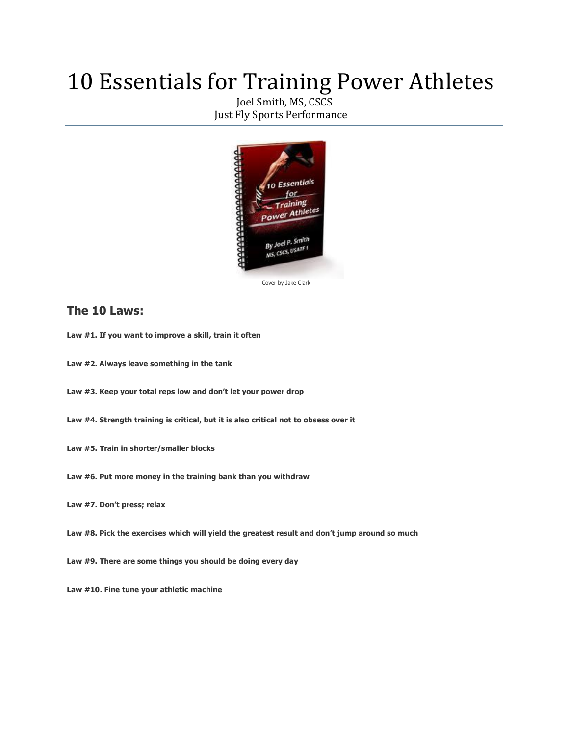# 10 Essentials for Training Power Athletes

Joel Smith, MS, CSCS
Just Fly Sports Performance

Cover by Jake Clark

## The 10 Laws:

**Law #1. If you want to improve a skill, train it often**

**Law #2. Always leave something in the tank**

**Law #3. Keep your total reps low and don't let your power drop**

**Law #4. Strength training is critical, but it is also critical not to obsess over it**

**Law #5. Train in shorter/smaller blocks**

**Law #6. Put more money in the training bank than you withdraw**

**Law #7. Don't press; relax**

**Law #8. Pick the exercises which will yield the greatest result and don't jump around so much**

**Law #9. There are some things you should be doing every day**

**Law #10. Fine tune your athletic machine**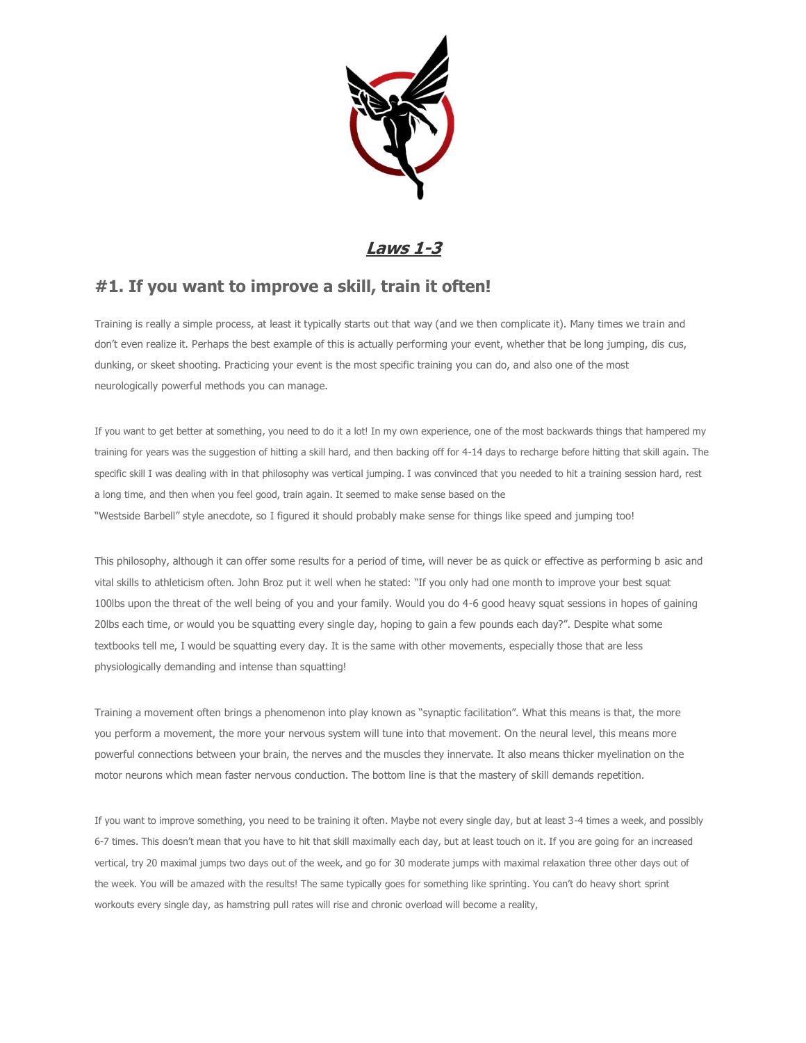## *Laws 1-3*

## #1. If you want to improve a skill, train it often!

Training is really a simple process, at least it typically starts out that way (and we then complicate it). Many times we train and don't even realize it. Perhaps the best example of this is actually performing your event, whether that be long jumping, dis cus, dunking, or skeet shooting. Practicing your event is the most specific training you can do, and also one of the most neurologically powerful methods you can manage.

If you want to get better at something, you need to do it a lot! In my own experience, one of the most backwards things that hampered my training for years was the suggestion of hitting a skill hard, and then backing off for 4-14 days to recharge before hitting that skill again. The specific skill I was dealing with in that philosophy was vertical jumping. I was convinced that you needed to hit a training session hard, rest a long time, and then when you feel good, train again. It seemed to make sense based on the "Westside Barbell" style anecdote, so I figured it should probably make sense for things like speed and jumping too!

This philosophy, although it can offer some results for a period of time, will never be as quick or effective as performing b asic and vital skills to athleticism often. John Broz put it well when he stated: "If you only had one month to improve your best squat 100lbs upon the threat of the well being of you and your family. Would you do 4-6 good heavy squat sessions in hopes of gaining 20lbs each time, or would you be squatting every single day, hoping to gain a few pounds each day?". Despite what some textbooks tell me, I would be squatting every day. It is the same with other movements, especially those that are less physiologically demanding and intense than squatting!

Training a movement often brings a phenomenon into play known as "synaptic facilitation". What this means is that, the more you perform a movement, the more your nervous system will tune into that movement. On the neural level, this means more powerful connections between your brain, the nerves and the muscles they innervate. It also means thicker myelination on the motor neurons which mean faster nervous conduction. The bottom line is that the mastery of skill demands repetition.

If you want to improve something, you need to be training it often. Maybe not every single day, but at least 3-4 times a week, and possibly 6-7 times. This doesn't mean that you have to hit that skill maximally each day, but at least touch on it. If you are going for an increased vertical, try 20 maximal jumps two days out of the week, and go for 30 moderate jumps with maximal relaxation three other days out of the week. You will be amazed with the results! The same typically goes for something like sprinting. You can't do heavy short sprint workouts every single day, as hamstring pull rates will rise and chronic overload will become a reality,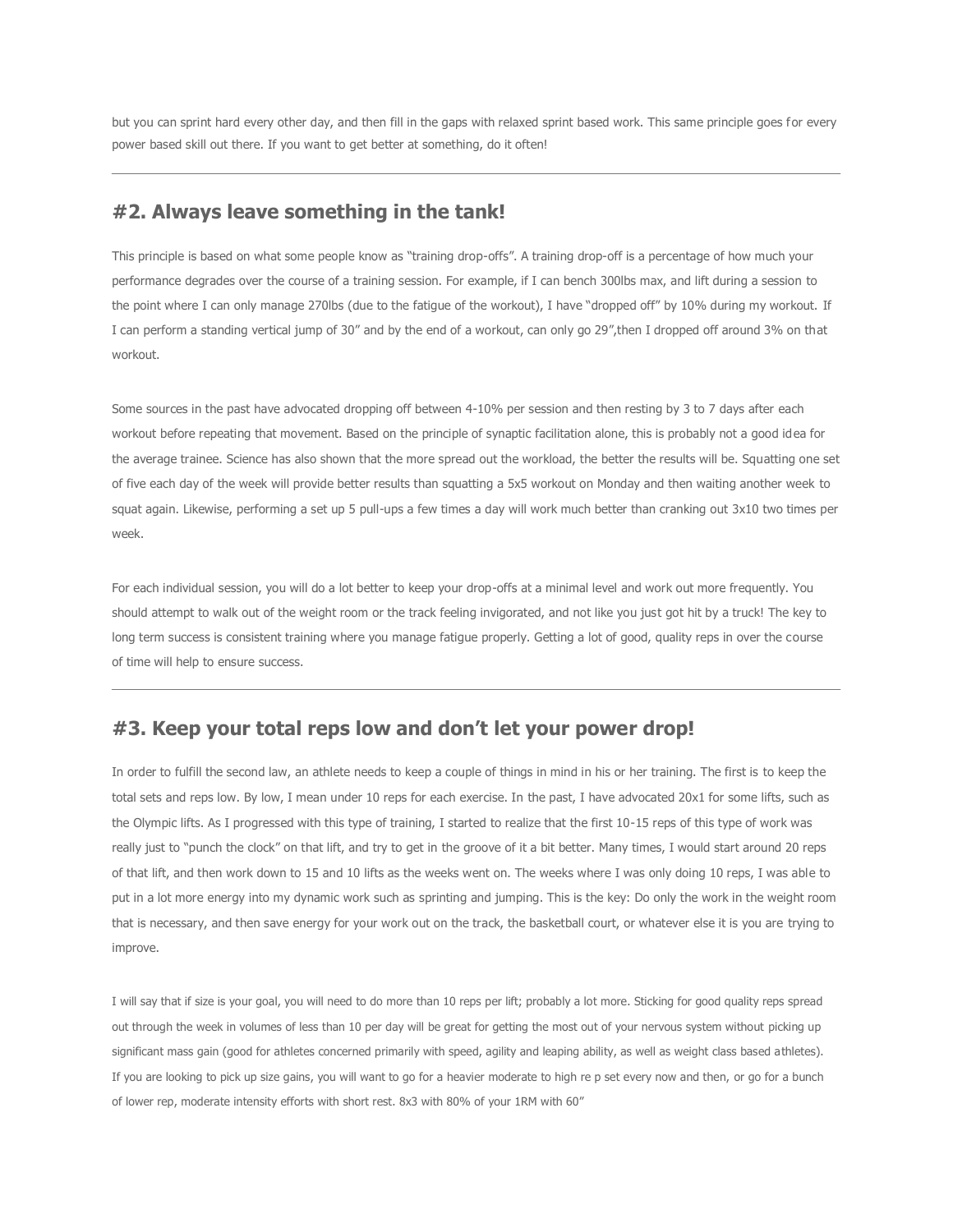but you can sprint hard every other day, and then fill in the gaps with relaxed sprint based work. This same principle goes for every power based skill out there. If you want to get better at something, do it often!

---

## #2. Always leave something in the tank!

This principle is based on what some people know as "training drop-offs". A training drop-off is a percentage of how much your performance degrades over the course of a training session. For example, if I can bench 300lbs max, and lift during a session to the point where I can only manage 270lbs (due to the fatigue of the workout), I have "dropped off" by 10% during my workout. If I can perform a standing vertical jump of 30" and by the end of a workout, can only go 29",then I dropped off around 3% on that workout.

Some sources in the past have advocated dropping off between 4-10% per session and then resting by 3 to 7 days after each workout before repeating that movement. Based on the principle of synaptic facilitation alone, this is probably not a good idea for the average trainee. Science has also shown that the more spread out the workload, the better the results will be. Squatting one set of five each day of the week will provide better results than squatting a 5x5 workout on Monday and then waiting another week to squat again. Likewise, performing a set up 5 pull-ups a few times a day will work much better than cranking out 3x10 two times per week.

For each individual session, you will do a lot better to keep your drop-offs at a minimal level and work out more frequently. You should attempt to walk out of the weight room or the track feeling invigorated, and not like you just got hit by a truck! The key to long term success is consistent training where you manage fatigue properly. Getting a lot of good, quality reps in over the course of time will help to ensure success.

---

## #3. Keep your total reps low and don't let your power drop!

In order to fulfill the second law, an athlete needs to keep a couple of things in mind in his or her training. The first is to keep the total sets and reps low. By low, I mean under 10 reps for each exercise. In the past, I have advocated 20x1 for some lifts, such as the Olympic lifts. As I progressed with this type of training, I started to realize that the first 10-15 reps of this type of work was really just to "punch the clock" on that lift, and try to get in the groove of it a bit better. Many times, I would start around 20 reps of that lift, and then work down to 15 and 10 lifts as the weeks went on. The weeks where I was only doing 10 reps, I was able to put in a lot more energy into my dynamic work such as sprinting and jumping. This is the key: Do only the work in the weight room that is necessary, and then save energy for your work out on the track, the basketball court, or whatever else it is you are trying to improve.

I will say that if size is your goal, you will need to do more than 10 reps per lift; probably a lot more. Sticking for good quality reps spread out through the week in volumes of less than 10 per day will be great for getting the most out of your nervous system without picking up significant mass gain (good for athletes concerned primarily with speed, agility and leaping ability, as well as weight class based athletes). If you are looking to pick up size gains, you will want to go for a heavier moderate to high re p set every now and then, or go for a bunch of lower rep, moderate intensity efforts with short rest. 8x3 with 80% of your 1RM with 60"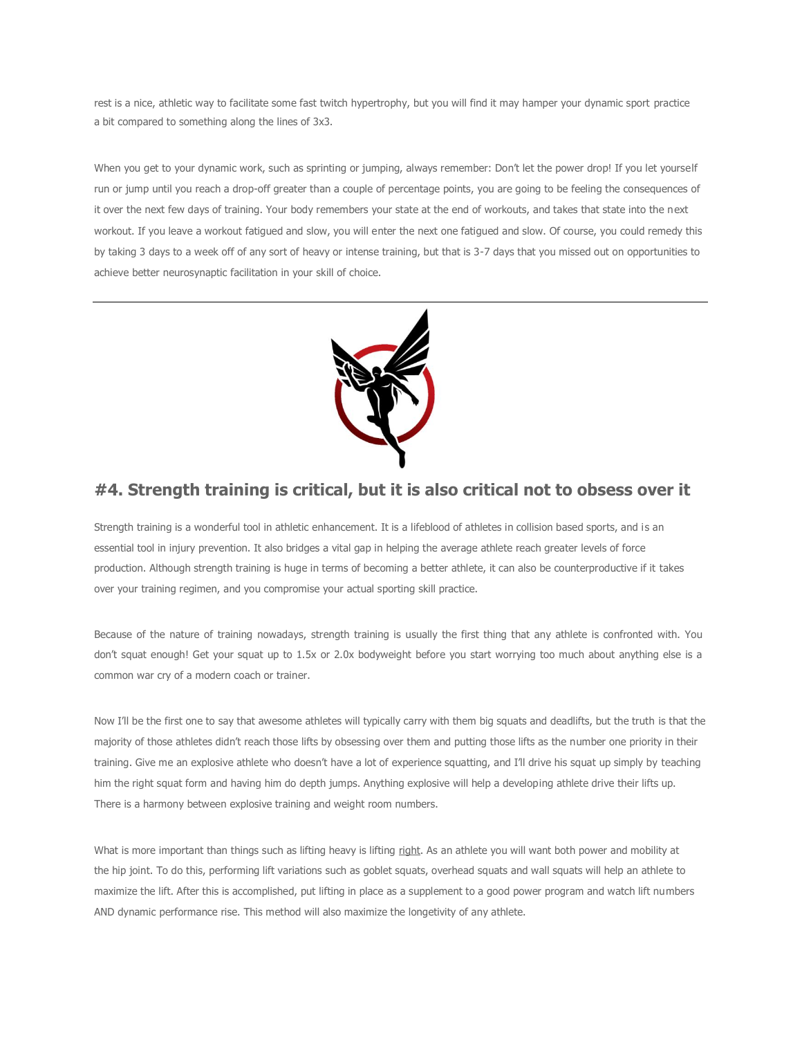rest is a nice, athletic way to facilitate some fast twitch hypertrophy, but you will find it may hamper your dynamic sport practice a bit compared to something along the lines of 3x3.

When you get to your dynamic work, such as sprinting or jumping, always remember: Don't let the power drop! If you let yourself run or jump until you reach a drop-off greater than a couple of percentage points, you are going to be feeling the consequences of it over the next few days of training. Your body remembers your state at the end of workouts, and takes that state into the next workout. If you leave a workout fatigued and slow, you will enter the next one fatigued and slow. Of course, you could remedy this by taking 3 days to a week off of any sort of heavy or intense training, but that is 3-7 days that you missed out on opportunities to achieve better neurosynaptic facilitation in your skill of choice.

---

## #4. Strength training is critical, but it is also critical not to obsess over it

Strength training is a wonderful tool in athletic enhancement. It is a lifeblood of athletes in collision based sports, and is an essential tool in injury prevention. It also bridges a vital gap in helping the average athlete reach greater levels of force production. Although strength training is huge in terms of becoming a better athlete, it can also be counterproductive if it takes over your training regimen, and you compromise your actual sporting skill practice.

Because of the nature of training nowadays, strength training is usually the first thing that any athlete is confronted with. You don't squat enough! Get your squat up to 1.5x or 2.0x bodyweight before you start worrying too much about anything else is a common war cry of a modern coach or trainer.

Now I'll be the first one to say that awesome athletes will typically carry with them big squats and deadlifts, but the truth is that the majority of those athletes didn't reach those lifts by obsessing over them and putting those lifts as the number one priority in their training. Give me an explosive athlete who doesn't have a lot of experience squatting, and I'll drive his squat up simply by teaching him the right squat form and having him do depth jumps. Anything explosive will help a developing athlete drive their lifts up. There is a harmony between explosive training and weight room numbers.

What is more important than things such as lifting heavy is lifting right. As an athlete you will want both power and mobility at the hip joint. To do this, performing lift variations such as goblet squats, overhead squats and wall squats will help an athlete to maximize the lift. After this is accomplished, put lifting in place as a supplement to a good power program and watch lift numbers AND dynamic performance rise. This method will also maximize the longevity of any athlete.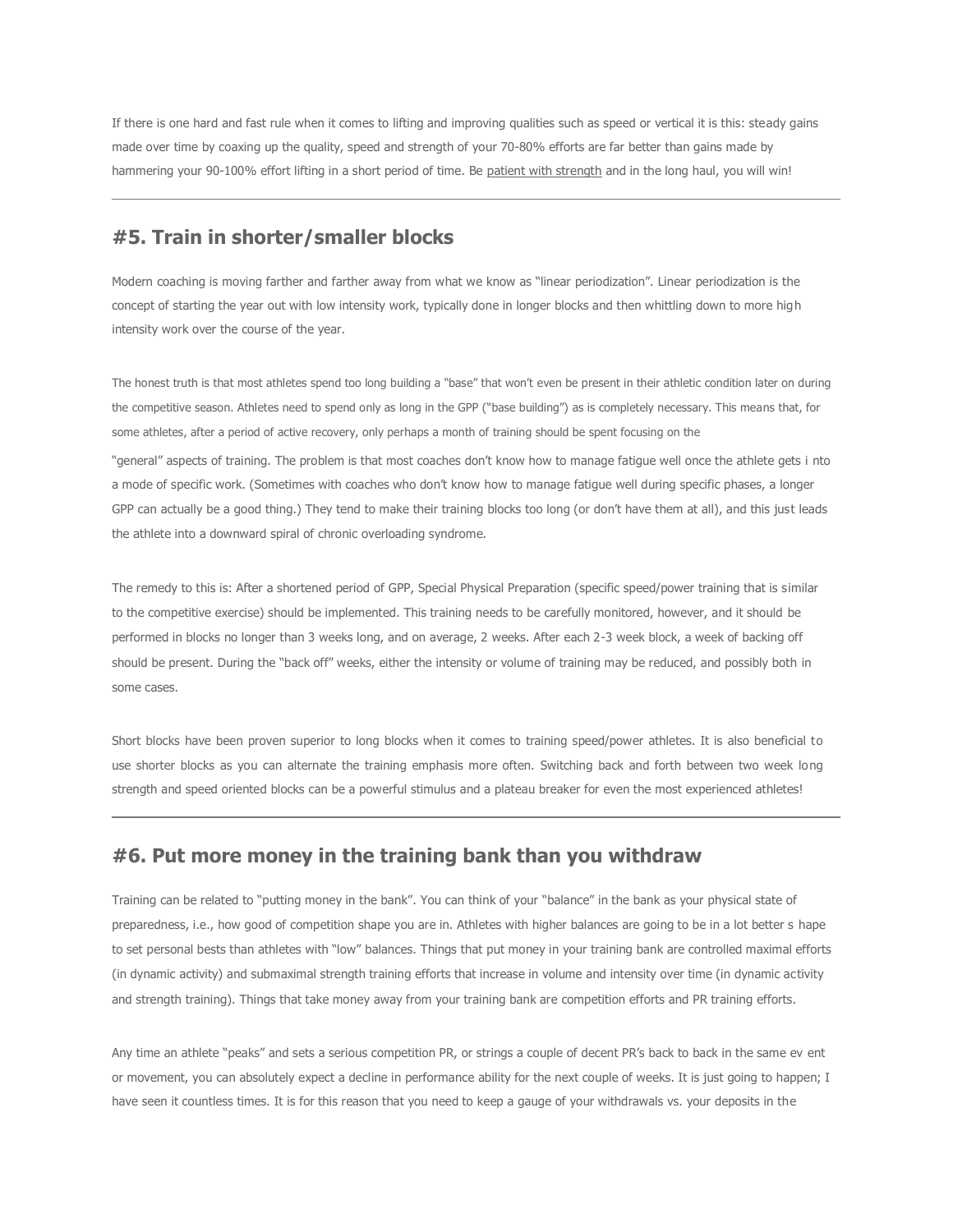If there is one hard and fast rule when it comes to lifting and improving qualities such as speed or vertical it is this: steady gains made over time by coaxing up the quality, speed and strength of your 70-80% efforts are far better than gains made by hammering your 90-100% effort lifting in a short period of time. Be patient with strength and in the long haul, you will win!

---

## #5. Train in shorter/smaller blocks

Modern coaching is moving farther and farther away from what we know as "linear periodization". Linear periodization is the concept of starting the year out with low intensity work, typically done in longer blocks and then whittling down to more high intensity work over the course of the year.

The honest truth is that most athletes spend too long building a "base" that won't even be present in their athletic condition later on during the competitive season. Athletes need to spend only as long in the GPP ("base building") as is completely necessary. This means that, for some athletes, after a period of active recovery, only perhaps a month of training should be spent focusing on the "general" aspects of training. The problem is that most coaches don't know how to manage fatigue well once the athlete gets into a mode of specific work. (Sometimes with coaches who don't know how to manage fatigue well during specific phases, a longer GPP can actually be a good thing.) They tend to make their training blocks too long (or don't have them at all), and this just leads the athlete into a downward spiral of chronic overloading syndrome.

The remedy to this is: After a shortened period of GPP, Special Physical Preparation (specific speed/power training that is similar to the competitive exercise) should be implemented. This training needs to be carefully monitored, however, and it should be performed in blocks no longer than 3 weeks long, and on average, 2 weeks. After each 2-3 week block, a week of backing off should be present. During the "back off" weeks, either the intensity or volume of training may be reduced, and possibly both in some cases.

Short blocks have been proven superior to long blocks when it comes to training speed/power athletes. It is also beneficial to use shorter blocks as you can alternate the training emphasis more often. Switching back and forth between two week long strength and speed oriented blocks can be a powerful stimulus and a plateau breaker for even the most experienced athletes!

---

## #6. Put more money in the training bank than you withdraw

Training can be related to "putting money in the bank". You can think of your "balance" in the bank as your physical state of preparedness, i.e., how good of competition shape you are in. Athletes with higher balances are going to be in a lot better shape to set personal bests than athletes with "low" balances. Things that put money in your training bank are controlled maximal efforts (in dynamic activity) and submaximal strength training efforts that increase in volume and intensity over time (in dynamic activity and strength training). Things that take money away from your training bank are competition efforts and PR training efforts.

Any time an athlete "peaks" and sets a serious competition PR, or strings a couple of decent PR's back to back in the same event or movement, you can absolutely expect a decline in performance ability for the next couple of weeks. It is just going to happen; I have seen it countless times. It is for this reason that you need to keep a gauge of your withdrawals vs. your deposits in the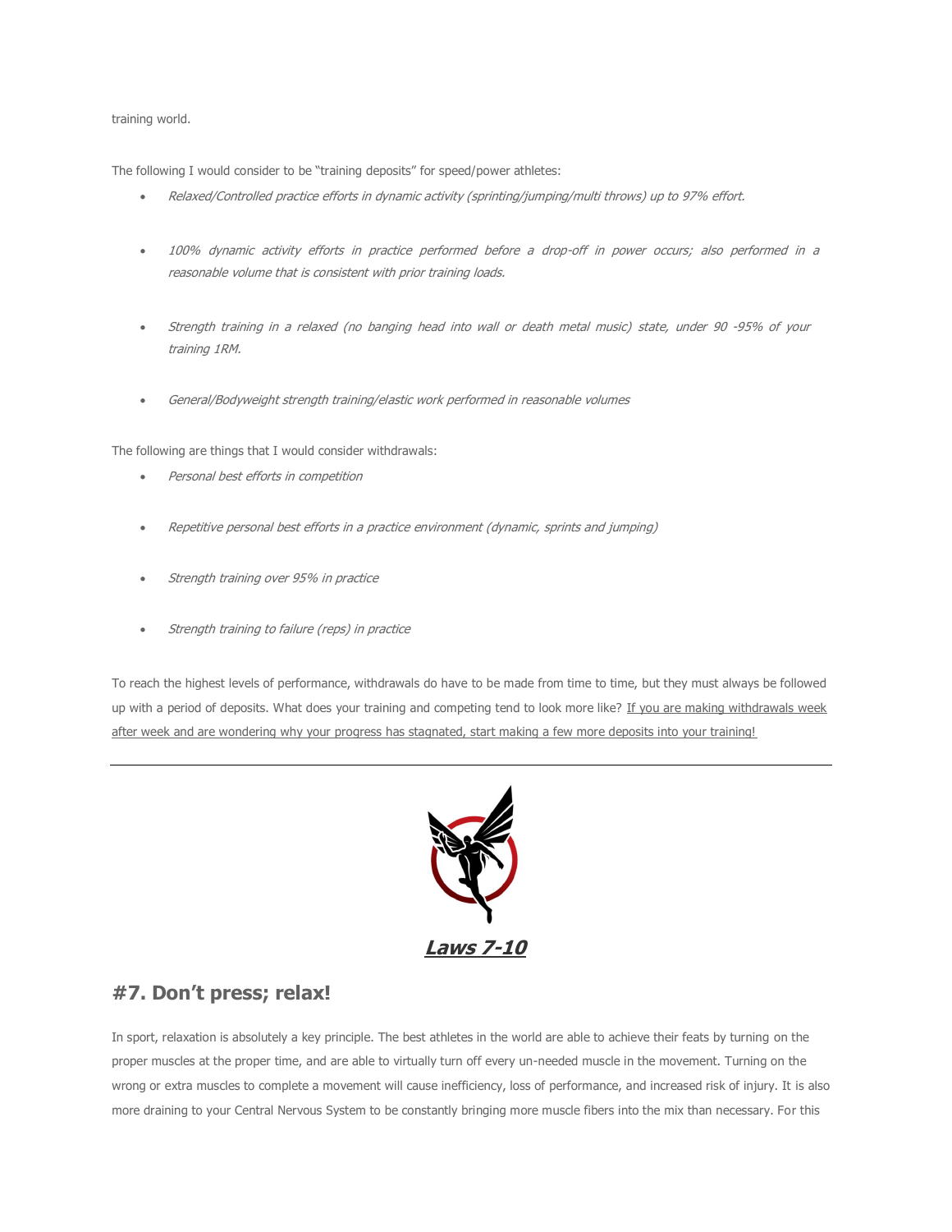training world.

The following I would consider to be "training deposits" for speed/power athletes:

- *Relaxed/Controlled practice efforts in dynamic activity (sprinting/jumping/multi throws) up to 97% effort.*
- *100% dynamic activity efforts in practice performed before a drop-off in power occurs; also performed in a reasonable volume that is consistent with prior training loads.*
- *Strength training in a relaxed (no banging head into wall or death metal music) state, under 90 -95% of your training 1RM.*
- *General/Bodyweight strength training/elastic work performed in reasonable volumes*

The following are things that I would consider withdrawals:

- *Personal best efforts in competition*
- *Repetitive personal best efforts in a practice environment (dynamic, sprints and jumping)*
- *Strength training over 95% in practice*
- *Strength training to failure (reps) in practice*

To reach the highest levels of performance, withdrawals do have to be made from time to time, but they must always be followed up with a period of deposits. What does your training and competing tend to look more like? If you are making withdrawals week after week and are wondering why your progress has stagnated, start making a few more deposits into your training!

---

***Laws 7-10***

## #7. Don't press; relax!

In sport, relaxation is absolutely a key principle. The best athletes in the world are able to achieve their feats by turning on the proper muscles at the proper time, and are able to virtually turn off every un-needed muscle in the movement. Turning on the wrong or extra muscles to complete a movement will cause inefficiency, loss of performance, and increased risk of injury. It is also more draining to your Central Nervous System to be constantly bringing more muscle fibers into the mix than necessary. For this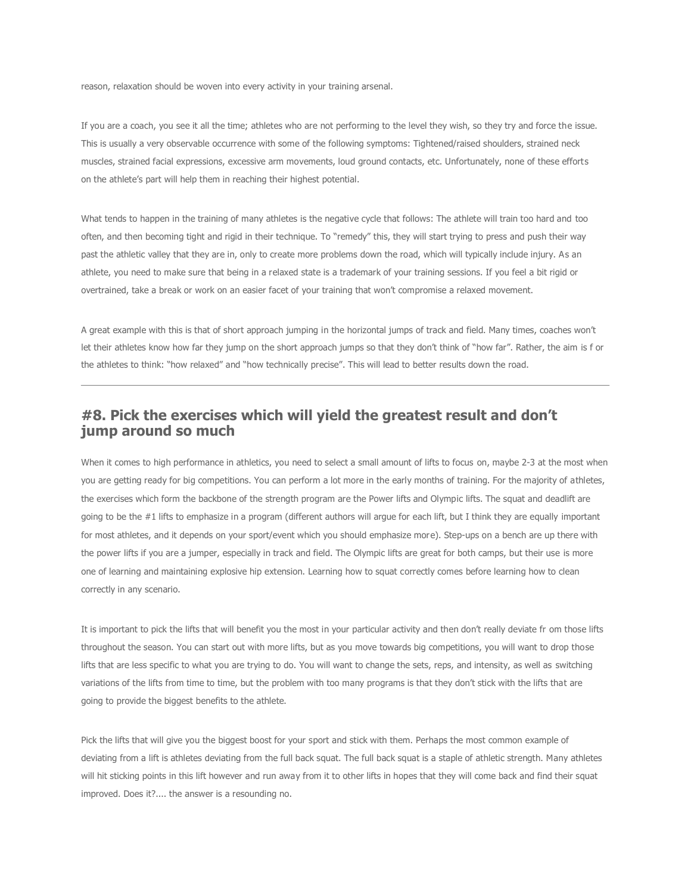reason, relaxation should be woven into every activity in your training arsenal.

If you are a coach, you see it all the time; athletes who are not performing to the level they wish, so they try and force the issue. This is usually a very observable occurrence with some of the following symptoms: Tightened/raised shoulders, strained neck muscles, strained facial expressions, excessive arm movements, loud ground contacts, etc. Unfortunately, none of these efforts on the athlete's part will help them in reaching their highest potential.

What tends to happen in the training of many athletes is the negative cycle that follows: The athlete will train too hard and too often, and then becoming tight and rigid in their technique. To "remedy" this, they will start trying to press and push their way past the athletic valley that they are in, only to create more problems down the road, which will typically include injury. As an athlete, you need to make sure that being in a relaxed state is a trademark of your training sessions. If you feel a bit rigid or overtrained, take a break or work on an easier facet of your training that won't compromise a relaxed movement.

A great example with this is that of short approach jumping in the horizontal jumps of track and field. Many times, coaches won't let their athletes know how far they jump on the short approach jumps so that they don't think of "how far". Rather, the aim is f or the athletes to think: "how relaxed" and "how technically precise". This will lead to better results down the road.

---

## #8. Pick the exercises which will yield the greatest result and don't jump around so much

When it comes to high performance in athletics, you need to select a small amount of lifts to focus on, maybe 2-3 at the most when you are getting ready for big competitions. You can perform a lot more in the early months of training. For the majority of athletes, the exercises which form the backbone of the strength program are the Power lifts and Olympic lifts. The squat and deadlift are going to be the #1 lifts to emphasize in a program (different authors will argue for each lift, but I think they are equally important for most athletes, and it depends on your sport/event which you should emphasize more). Step-ups on a bench are up there with the power lifts if you are a jumper, especially in track and field. The Olympic lifts are great for both camps, but their use is more one of learning and maintaining explosive hip extension. Learning how to squat correctly comes before learning how to clean correctly in any scenario.

It is important to pick the lifts that will benefit you the most in your particular activity and then don't really deviate fr om those lifts throughout the season. You can start out with more lifts, but as you move towards big competitions, you will want to drop those lifts that are less specific to what you are trying to do. You will want to change the sets, reps, and intensity, as well as switching variations of the lifts from time to time, but the problem with too many programs is that they don't stick with the lifts that are going to provide the biggest benefits to the athlete.

Pick the lifts that will give you the biggest boost for your sport and stick with them. Perhaps the most common example of deviating from a lift is athletes deviating from the full back squat. The full back squat is a staple of athletic strength. Many athletes will hit sticking points in this lift however and run away from it to other lifts in hopes that they will come back and find their squat improved. Does it?.... the answer is a resounding no.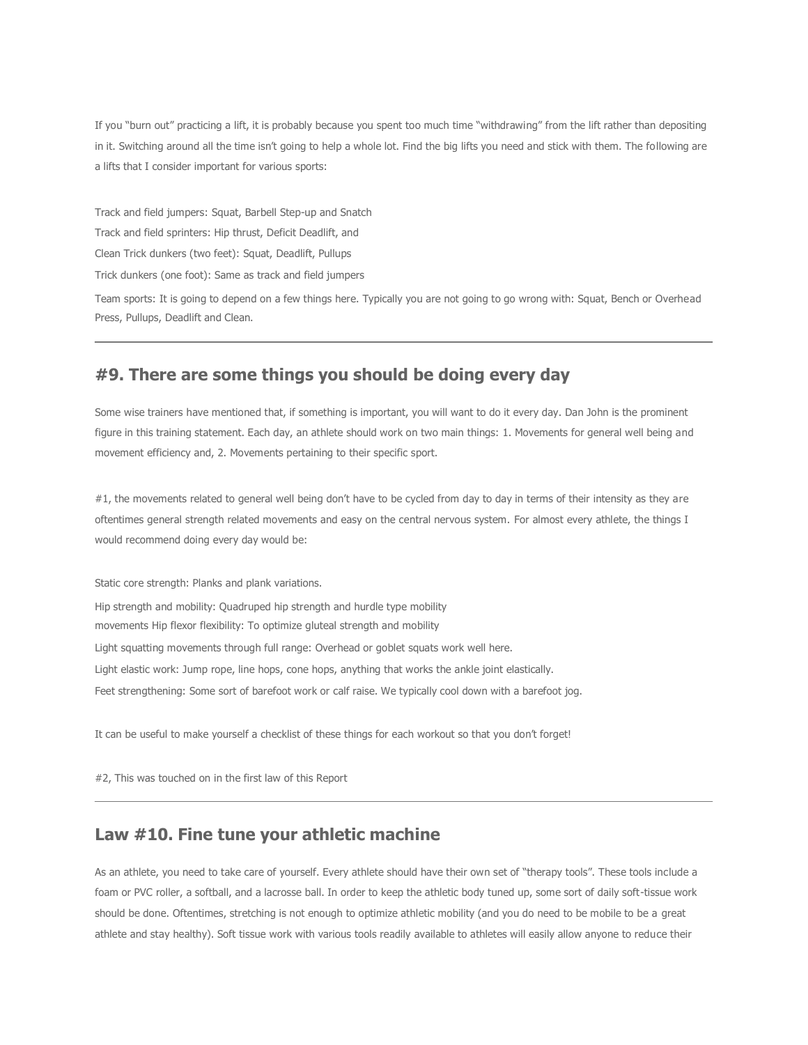If you "burn out" practicing a lift, it is probably because you spent too much time "withdrawing" from the lift rather than depositing in it. Switching around all the time isn't going to help a whole lot. Find the big lifts you need and stick with them. The following are a lifts that I consider important for various sports:

Track and field jumpers: Squat, Barbell Step-up and Snatch
Track and field sprinters: Hip thrust, Deficit Deadlift, and
Clean Trick dunkers (two feet): Squat, Deadlift, Pullups
Trick dunkers (one foot): Same as track and field jumpers

Team sports: It is going to depend on a few things here. Typically you are not going to go wrong with: Squat, Bench or Overhead Press, Pullups, Deadlift and Clean.

---

## #9. There are some things you should be doing every day

Some wise trainers have mentioned that, if something is important, you will want to do it every day. Dan John is the prominent figure in this training statement. Each day, an athlete should work on two main things: 1. Movements for general well being and movement efficiency and, 2. Movements pertaining to their specific sport.

#1, the movements related to general well being don't have to be cycled from day to day in terms of their intensity as they are oftentimes general strength related movements and easy on the central nervous system. For almost every athlete, the things I would recommend doing every day would be:

Static core strength: Planks and plank variations.

Hip strength and mobility: Quadruped hip strength and hurdle type mobility
movements Hip flexor flexibility: To optimize gluteal strength and mobility

Light squatting movements through full range: Overhead or goblet squats work well here.

Light elastic work: Jump rope, line hops, cone hops, anything that works the ankle joint elastically.

Feet strengthening: Some sort of barefoot work or calf raise. We typically cool down with a barefoot jog.

It can be useful to make yourself a checklist of these things for each workout so that you don't forget!

#2, This was touched on in the first law of this Report

---

## Law #10. Fine tune your athletic machine

As an athlete, you need to take care of yourself. Every athlete should have their own set of "therapy tools". These tools include a foam or PVC roller, a softball, and a lacrosse ball. In order to keep the athletic body tuned up, some sort of daily soft-tissue work should be done. Oftentimes, stretching is not enough to optimize athletic mobility (and you do need to be mobile to be a great athlete and stay healthy). Soft tissue work with various tools readily available to athletes will easily allow anyone to reduce their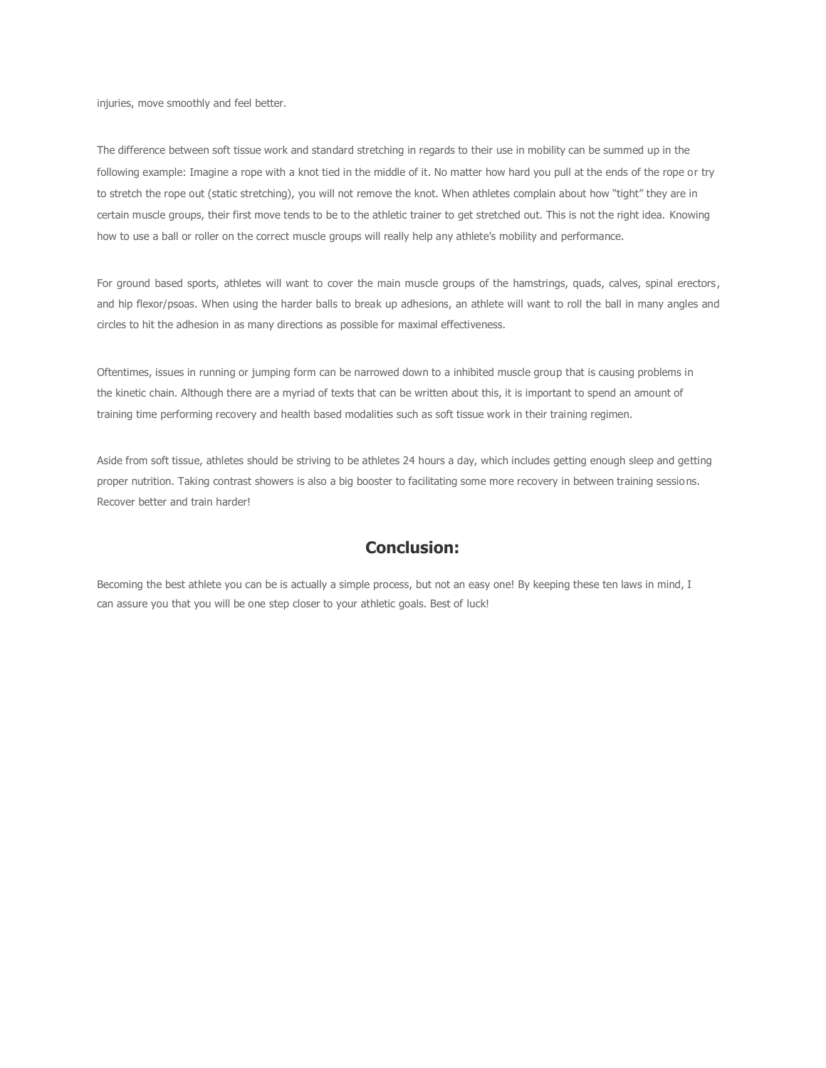injuries, move smoothly and feel better.

The difference between soft tissue work and standard stretching in regards to their use in mobility can be summed up in the following example: Imagine a rope with a knot tied in the middle of it. No matter how hard you pull at the ends of the rope or try to stretch the rope out (static stretching), you will not remove the knot. When athletes complain about how "tight" they are in certain muscle groups, their first move tends to be to the athletic trainer to get stretched out. This is not the right idea. Knowing how to use a ball or roller on the correct muscle groups will really help any athlete's mobility and performance.

For ground based sports, athletes will want to cover the main muscle groups of the hamstrings, quads, calves, spinal erectors, and hip flexor/psoas. When using the harder balls to break up adhesions, an athlete will want to roll the ball in many angles and circles to hit the adhesion in as many directions as possible for maximal effectiveness.

Oftentimes, issues in running or jumping form can be narrowed down to a inhibited muscle group that is causing problems in the kinetic chain. Although there are a myriad of texts that can be written about this, it is important to spend an amount of training time performing recovery and health based modalities such as soft tissue work in their training regimen.

Aside from soft tissue, athletes should be striving to be athletes 24 hours a day, which includes getting enough sleep and getting proper nutrition. Taking contrast showers is also a big booster to facilitating some more recovery in between training sessions. Recover better and train harder!

## Conclusion:

Becoming the best athlete you can be is actually a simple process, but not an easy one! By keeping these ten laws in mind, I can assure you that you will be one step closer to your athletic goals. Best of luck!